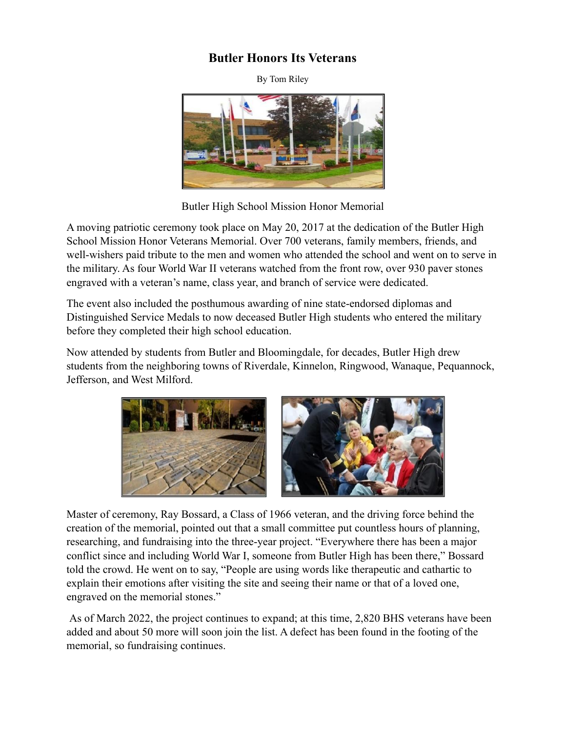# Butler Honors Its Veterans

By Tom Riley

Butler High School Mission Honor Memorial

A moving patriotic ceremony took place on May 20, 2017 at the dedication of the Butler High School Mission Honor Veterans Memorial. Over 700 veterans, family members, friends, and well-wishers paid tribute to the men and women who attended the school and went on to serve in the military. As four World War II veterans watched from the front row, over 930 paver stones engraved with a veteran's name, class year, and branch of service were dedicated.

The event also included the posthumous awarding of nine state-endorsed diplomas and Distinguished Service Medals to now deceased Butler High students who entered the military before they completed their high school education.

Now attended by students from Butler and Bloomingdale, for decades, Butler High drew students from the neighboring towns of Riverdale, Kinnelon, Ringwood, Wanaque, Pequannock, Jefferson, and West Milford.

Master of ceremony, Ray Bossard, a Class of 1966 veteran, and the driving force behind the creation of the memorial, pointed out that a small committee put countless hours of planning, researching, and fundraising into the three-year project. "Everywhere there has been a major conflict since and including World War I, someone from Butler High has been there," Bossard told the crowd. He went on to say, "People are using words like therapeutic and cathartic to explain their emotions after visiting the site and seeing their name or that of a loved one, engraved on the memorial stones."

As of March 2022, the project continues to expand; at this time, 2,820 BHS veterans have been added and about 50 more will soon join the list. A defect has been found in the footing of the memorial, so fundraising continues.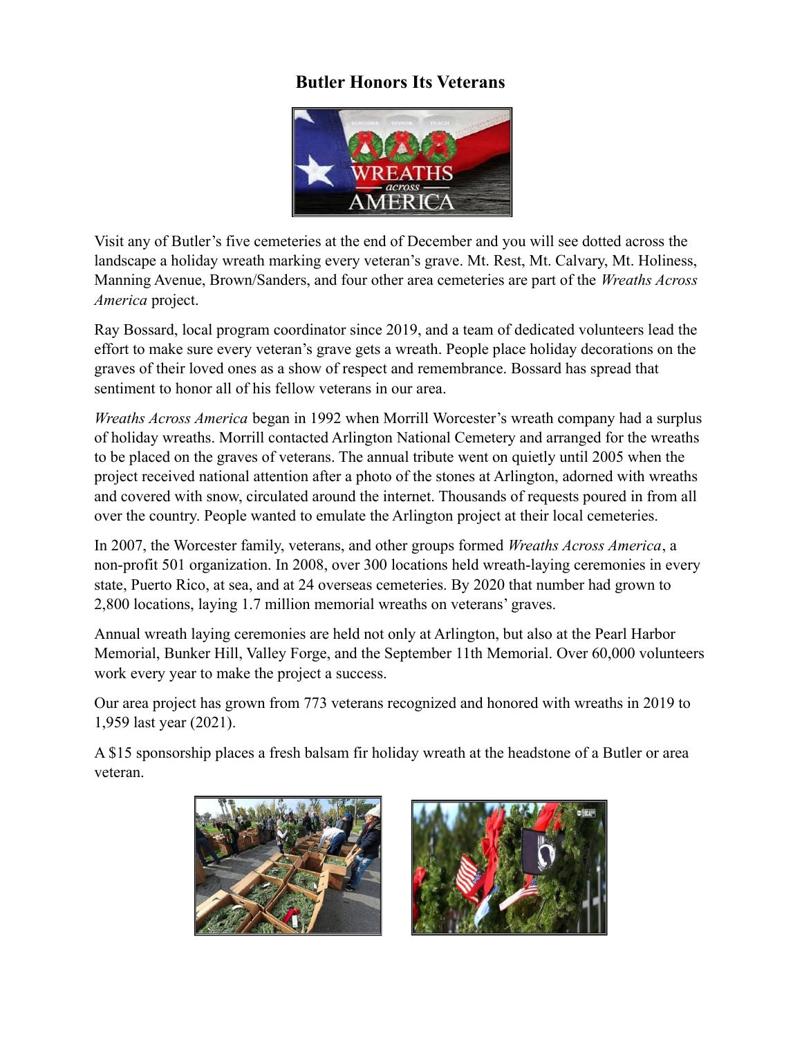# Butler Honors Its Veterans

Visit any of Butler's five cemeteries at the end of December and you will see dotted across the landscape a holiday wreath marking every veteran's grave. Mt. Rest, Mt. Calvary, Mt. Holiness, Manning Avenue, Brown/Sanders, and four other area cemeteries are part of the *Wreaths Across America* project.

Ray Bossard, local program coordinator since 2019, and a team of dedicated volunteers lead the effort to make sure every veteran's grave gets a wreath. People place holiday decorations on the graves of their loved ones as a show of respect and remembrance. Bossard has spread that sentiment to honor all of his fellow veterans in our area.

*Wreaths Across America* began in 1992 when Morrill Worcester's wreath company had a surplus of holiday wreaths. Morrill contacted Arlington National Cemetery and arranged for the wreaths to be placed on the graves of veterans. The annual tribute went on quietly until 2005 when the project received national attention after a photo of the stones at Arlington, adorned with wreaths and covered with snow, circulated around the internet. Thousands of requests poured in from all over the country. People wanted to emulate the Arlington project at their local cemeteries.

In 2007, the Worcester family, veterans, and other groups formed *Wreaths Across America*, a non-profit 501 organization. In 2008, over 300 locations held wreath-laying ceremonies in every state, Puerto Rico, at sea, and at 24 overseas cemeteries. By 2020 that number had grown to 2,800 locations, laying 1.7 million memorial wreaths on veterans' graves.

Annual wreath laying ceremonies are held not only at Arlington, but also at the Pearl Harbor Memorial, Bunker Hill, Valley Forge, and the September 11th Memorial. Over 60,000 volunteers work every year to make the project a success.

Our area project has grown from 773 veterans recognized and honored with wreaths in 2019 to 1,959 last year (2021).

A $15 sponsorship places a fresh balsam fir holiday wreath at the headstone of a Butler or area veteran.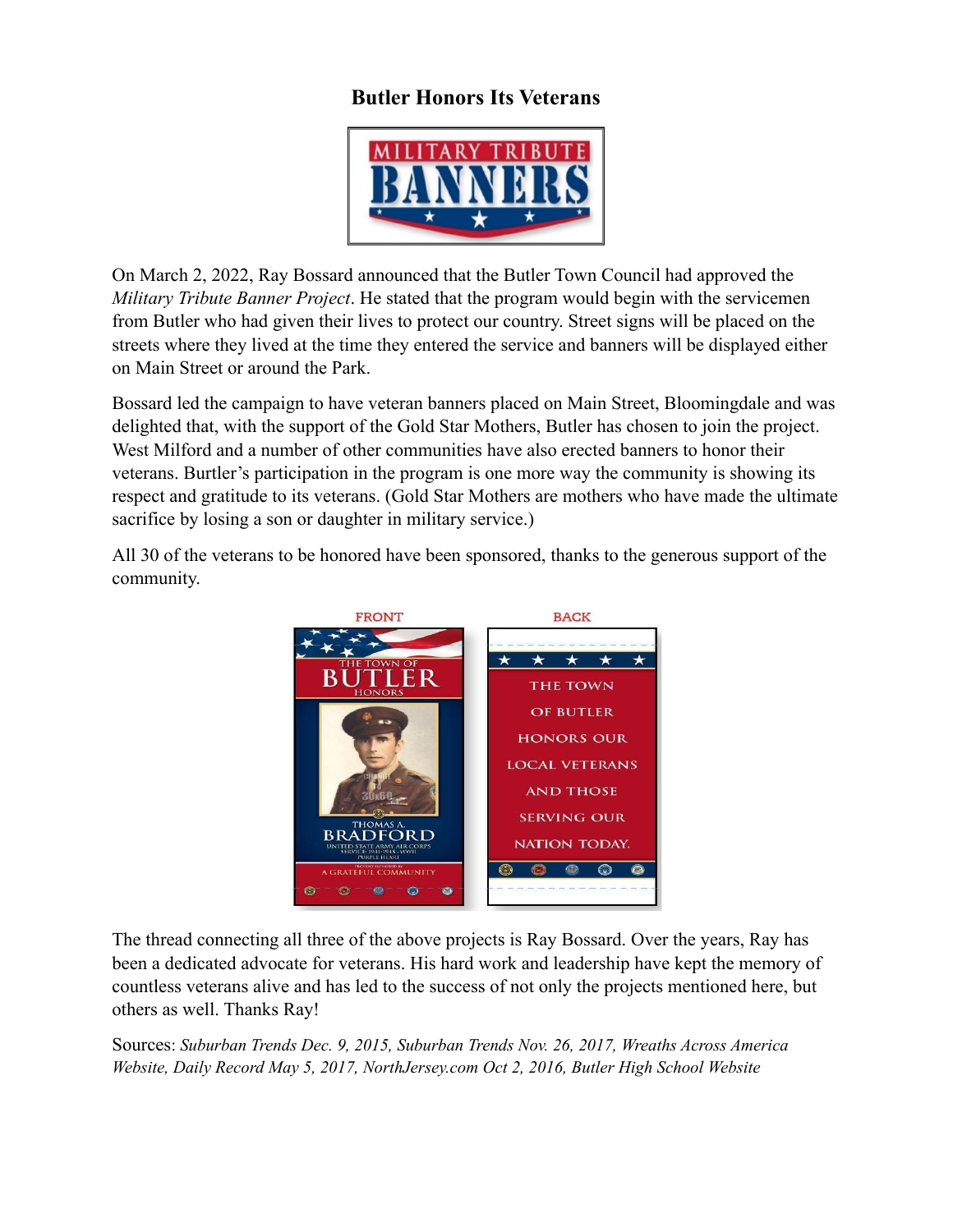# Butler Honors Its Veterans

On March 2, 2022, Ray Bossard announced that the Butler Town Council had approved the *Military Tribute Banner Project*. He stated that the program would begin with the servicemen from Butler who had given their lives to protect our country. Street signs will be placed on the streets where they lived at the time they entered the service and banners will be displayed either on Main Street or around the Park.

Bossard led the campaign to have veteran banners placed on Main Street, Bloomingdale and was delighted that, with the support of the Gold Star Mothers, Butler has chosen to join the project. West Milford and a number of other communities have also erected banners to honor their veterans. Burtler's participation in the program is one more way the community is showing its respect and gratitude to its veterans. (Gold Star Mothers are mothers who have made the ultimate sacrifice by losing a son or daughter in military service.)

All 30 of the veterans to be honored have been sponsored, thanks to the generous support of the community.

The thread connecting all three of the above projects is Ray Bossard. Over the years, Ray has been a dedicated advocate for veterans. His hard work and leadership have kept the memory of countless veterans alive and has led to the success of not only the projects mentioned here, but others as well. Thanks Ray!

Sources: *Suburban Trends Dec. 9, 2015, Suburban Trends Nov. 26, 2017, Wreaths Across America Website, Daily Record May 5, 2017, NorthJersey.com Oct 2, 2016, Butler High School Website*